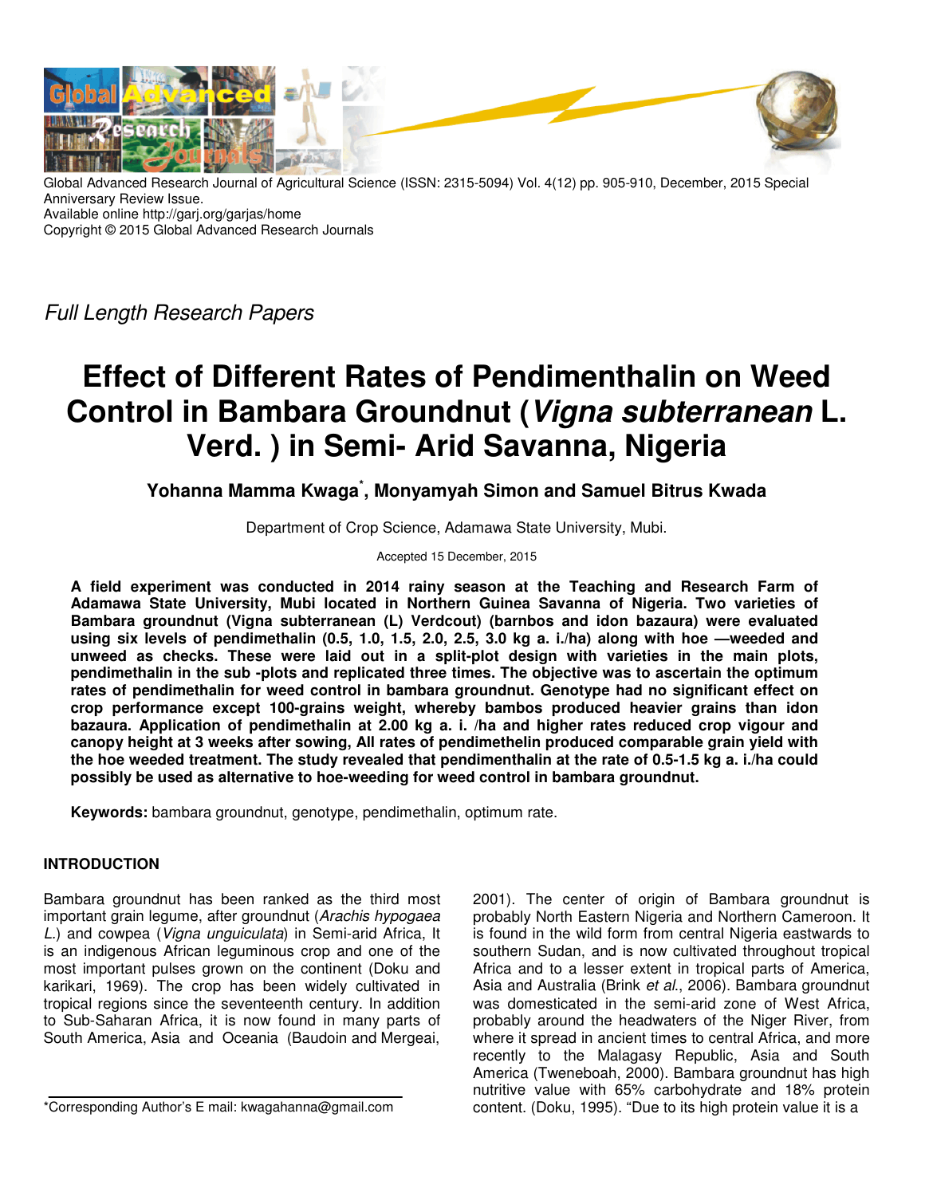Global Advanced Research Journal of Agricultural Science (ISSN: 2315-5094) Vol. 4(12) pp. 905-910, December, 2015 Special Anniversary Review Issue.
Available online http://garj.org/garjas/home
Copyright © 2015 Global Advanced Research Journals

*Full Length Research Papers*

# Effect of Different Rates of Pendimenthalin on Weed Control in Bambara Groundnut (*Vigna subterranean* L. Verd. ) in Semi- Arid Savanna, Nigeria

**Yohanna Mamma Kwaga*, Monyamyah Simon and Samuel Bitrus Kwada**

Department of Crop Science, Adamawa State University, Mubi.

Accepted 15 December, 2015

**A field experiment was conducted in 2014 rainy season at the Teaching and Research Farm of Adamawa State University, Mubi located in Northern Guinea Savanna of Nigeria. Two varieties of Bambara groundnut (Vigna subterranean (L) Verdcout) (barnbos and idon bazaura) were evaluated using six levels of pendimethalin (0.5, 1.0, 1.5, 2.0, 2.5, 3.0 kg a. i./ha) along with hoe —weeded and unweed as checks. These were laid out in a split-plot design with varieties in the main plots, pendimethalin in the sub -plots and replicated three times. The objective was to ascertain the optimum rates of pendimethalin for weed control in bambara groundnut. Genotype had no significant effect on crop performance except 100-grains weight, whereby bambos produced heavier grains than idon bazaura. Application of pendimethalin at 2.00 kg a. i. /ha and higher rates reduced crop vigour and canopy height at 3 weeks after sowing, All rates of pendimethelin produced comparable grain yield with the hoe weeded treatment. The study revealed that pendimenthalin at the rate of 0.5-1.5 kg a. i./ha could possibly be used as alternative to hoe-weeding for weed control in bambara groundnut.**

**Keywords:** bambara groundnut, genotype, pendimethalin, optimum rate.

## INTRODUCTION

Bambara groundnut has been ranked as the third most important grain legume, after groundnut (*Arachis hypogaea L.*) and cowpea (*Vigna unguiculata*) in Semi-arid Africa, It is an indigenous African leguminous crop and one of the most important pulses grown on the continent (Doku and karikari, 1969). The crop has been widely cultivated in tropical regions since the seventeenth century. In addition to Sub-Saharan Africa, it is now found in many parts of South America, Asia and Oceania (Baudoin and Mergeai, 2001). The center of origin of Bambara groundnut is probably North Eastern Nigeria and Northern Cameroon. It is found in the wild form from central Nigeria eastwards to southern Sudan, and is now cultivated throughout tropical Africa and to a lesser extent in tropical parts of America, Asia and Australia (Brink *et al*., 2006). Bambara groundnut was domesticated in the semi-arid zone of West Africa, probably around the headwaters of the Niger River, from where it spread in ancient times to central Africa, and more recently to the Malagasy Republic, Asia and South America (Tweneboah, 2000). Bambara groundnut has high nutritive value with 65% carbohydrate and 18% protein content. (Doku, 1995). "Due to its high protein value it is a

*Corresponding Author's E mail: kwagahanna@gmail.com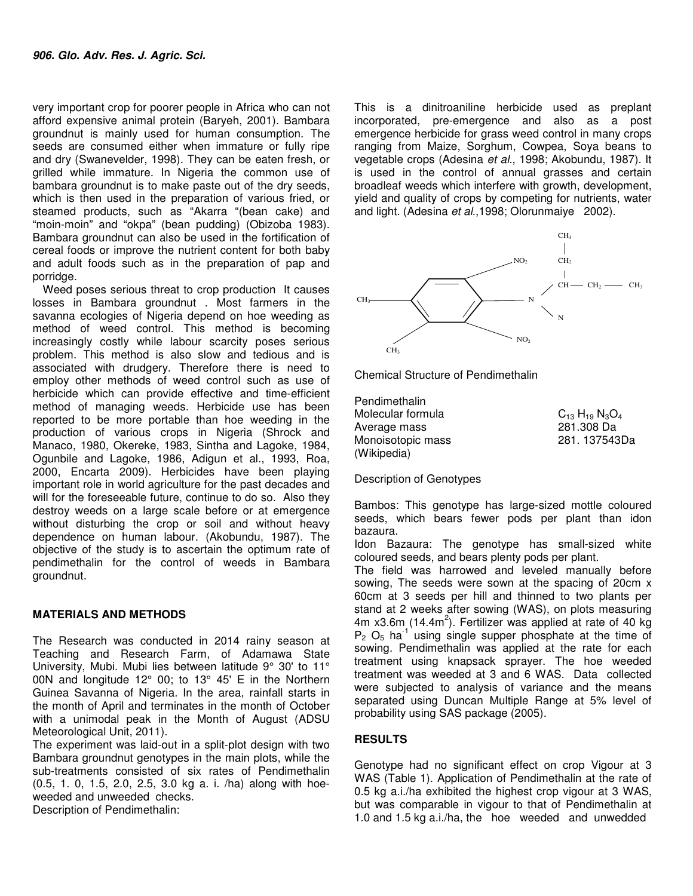very important crop for poorer people in Africa who can not afford expensive animal protein (Baryeh, 2001). Bambara groundnut is mainly used for human consumption. The seeds are consumed either when immature or fully ripe and dry (Swanevelder, 1998). They can be eaten fresh, or grilled while immature. In Nigeria the common use of bambara groundnut is to make paste out of the dry seeds, which is then used in the preparation of various fried, or steamed products, such as "Akarra "(bean cake) and "moin-moin" and "okpa" (bean pudding) (Obizoba 1983). Bambara groundnut can also be used in the fortification of cereal foods or improve the nutrient content for both baby and adult foods such as in the preparation of pap and porridge.

Weed poses serious threat to crop production It causes losses in Bambara groundnut . Most farmers in the savanna ecologies of Nigeria depend on hoe weeding as method of weed control. This method is becoming increasingly costly while labour scarcity poses serious problem. This method is also slow and tedious and is associated with drudgery. Therefore there is need to employ other methods of weed control such as use of herbicide which can provide effective and time-efficient method of managing weeds. Herbicide use has been reported to be more portable than hoe weeding in the production of various crops in Nigeria (Shrock and Manaco, 1980, Okereke, 1983, Sintha and Lagoke, 1984, Ogunbile and Lagoke, 1986, Adigun et al., 1993, Roa, 2000, Encarta 2009). Herbicides have been playing important role in world agriculture for the past decades and will for the foreseeable future, continue to do so. Also they destroy weeds on a large scale before or at emergence without disturbing the crop or soil and without heavy dependence on human labour. (Akobundu, 1987). The objective of the study is to ascertain the optimum rate of pendimethalin for the control of weeds in Bambara groundnut.

## MATERIALS AND METHODS

The Research was conducted in 2014 rainy season at Teaching and Research Farm, of Adamawa State University, Mubi. Mubi lies between latitude 9° 30' to 11° 00N and longitude 12° 00; to 13° 45' E in the Northern Guinea Savanna of Nigeria. In the area, rainfall starts in the month of April and terminates in the month of October with a unimodal peak in the Month of August (ADSU Meteorological Unit, 2011).

The experiment was laid-out in a split-plot design with two Bambara groundnut genotypes in the main plots, while the sub-treatments consisted of six rates of Pendimethalin (0.5, 1. 0, 1.5, 2.0, 2.5, 3.0 kg a. i. /ha) along with hoe-weeded and unweeded checks.

Description of Pendimethalin:

This is a dinitroaniline herbicide used as preplant incorporated, pre-emergence and also as a post emergence herbicide for grass weed control in many crops ranging from Maize, Sorghum, Cowpea, Soya beans to vegetable crops (Adesina *et al*., 1998; Akobundu, 1987). It is used in the control of annual grasses and certain broadleaf weeds which interfere with growth, development, yield and quality of crops by competing for nutrients, water and light. (Adesina *et al*.,1998; Olorunmaiye 2002).

Chemical Structure of Pendimethalin

| Pendimethalin | |
|---|---|
| Molecular formula | $C_{13}H_{19}N_3O_4$ |
| Average mass | 281.308 Da |
| Monoisotopic mass | 281. 137543Da |
| (Wikipedia) | |

Description of Genotypes

Bambos: This genotype has large-sized mottle coloured seeds, which bears fewer pods per plant than idon bazaura.

Idon Bazaura: The genotype has small-sized white coloured seeds, and bears plenty pods per plant.

The field was harrowed and leveled manually before sowing, The seeds were sown at the spacing of 20cm x 60cm at 3 seeds per hill and thinned to two plants per stand at 2 weeks after sowing (WAS), on plots measuring 4m x3.6m (14.4m$^2$). Fertilizer was applied at rate of 40 kg $P_2O_5$ ha$^{-1}$ using single supper phosphate at the time of sowing. Pendimethalin was applied at the rate for each treatment using knapsack sprayer. The hoe weeded treatment was weeded at 3 and 6 WAS. Data collected were subjected to analysis of variance and the means separated using Duncan Multiple Range at 5% level of probability using SAS package (2005).

## RESULTS

Genotype had no significant effect on crop Vigour at 3 WAS (Table 1). Application of Pendimethalin at the rate of 0.5 kg a.i./ha exhibited the highest crop vigour at 3 WAS, but was comparable in vigour to that of Pendimethalin at 1.0 and 1.5 kg a.i./ha, the hoe weeded and unwedded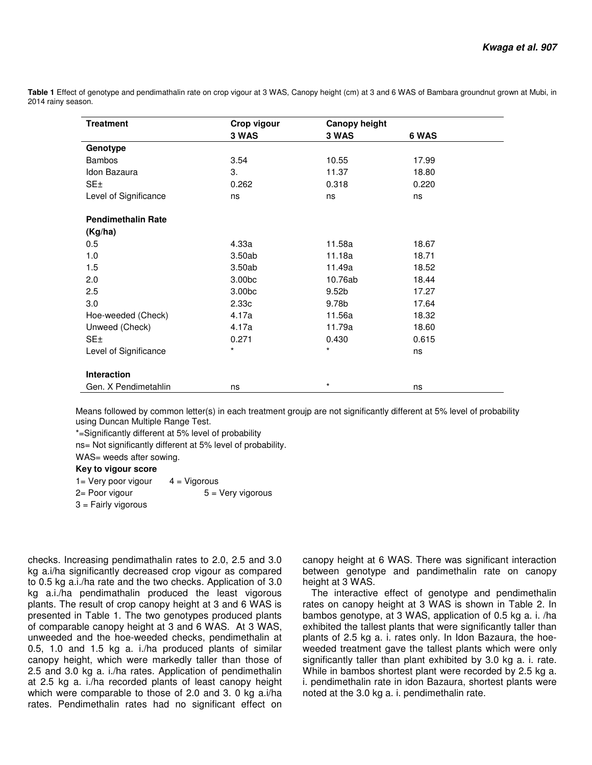**Table 1** Effect of genotype and pendimathalin rate on crop vigour at 3 WAS, Canopy height (cm) at 3 and 6 WAS of Bambara groundnut grown at Mubi, in 2014 rainy season.

| Treatment | Crop vigour | Canopy height | |
|---|---|---|---|
| | 3 WAS | 3 WAS | 6 WAS |
| **Genotype** | | | |
| Bambos | 3.54 | 10.55 | 17.99 |
| Idon Bazaura | 3. | 11.37 | 18.80 |
| SE± | 0.262 | 0.318 | 0.220 |
| Level of Significance | ns | ns | ns |
| **Pendimethalin Rate (Kg/ha)** | | | |
| 0.5 | 4.33a | 11.58a | 18.67 |
| 1.0 | 3.50ab | 11.18a | 18.71 |
| 1.5 | 3.50ab | 11.49a | 18.52 |
| 2.0 | 3.00bc | 10.76ab | 18.44 |
| 2.5 | 3.00bc | 9.52b | 17.27 |
| 3.0 | 2.33c | 9.78b | 17.64 |
| Hoe-weeded (Check) | 4.17a | 11.56a | 18.32 |
| Unweed (Check) | 4.17a | 11.79a | 18.60 |
| SE± | 0.271 | 0.430 | 0.615 |
| Level of Significance | * | * | ns |
| **Interaction** | | | |
| Gen. X Pendimetahlin | ns | * | ns |

Means followed by common letter(s) in each treatment groujp are not significantly different at 5% level of probability using Duncan Multiple Range Test.

*=Significantly different at 5% level of probability

ns= Not significantly different at 5% level of probability.

WAS= weeds after sowing.

**Key to vigour score**

1= Very poor vigour 4 = Vigorous

2= Poor vigour 5 = Very vigorous

3 = Fairly vigorous

checks. Increasing pendimathalin rates to 2.0, 2.5 and 3.0 kg a.i/ha significantly decreased crop vigour as compared to 0.5 kg a.i./ha rate and the two checks. Application of 3.0 kg a.i./ha pendimathalin produced the least vigorous plants. The result of crop canopy height at 3 and 6 WAS is presented in Table 1. The two genotypes produced plants of comparable canopy height at 3 and 6 WAS. At 3 WAS, unweeded and the hoe-weeded checks, pendimethalin at 0.5, 1.0 and 1.5 kg a. i./ha produced plants of similar canopy height, which were markedly taller than those of 2.5 and 3.0 kg a. i./ha rates. Application of pendimethalin at 2.5 kg a. i./ha recorded plants of least canopy height which were comparable to those of 2.0 and 3. 0 kg a.i/ha rates. Pendimethalin rates had no significant effect on canopy height at 6 WAS. There was significant interaction between genotype and pandimethalin rate on canopy height at 3 WAS.

The interactive effect of genotype and pendimethalin rates on canopy height at 3 WAS is shown in Table 2. In bambos genotype, at 3 WAS, application of 0.5 kg a. i. /ha exhibited the tallest plants that were significantly taller than plants of 2.5 kg a. i. rates only. In Idon Bazaura, the hoe-weeded treatment gave the tallest plants which were only significantly taller than plant exhibited by 3.0 kg a. i. rate. While in bambos shortest plant were recorded by 2.5 kg a. i. pendimethalin rate in idon Bazaura, shortest plants were noted at the 3.0 kg a. i. pendimethalin rate.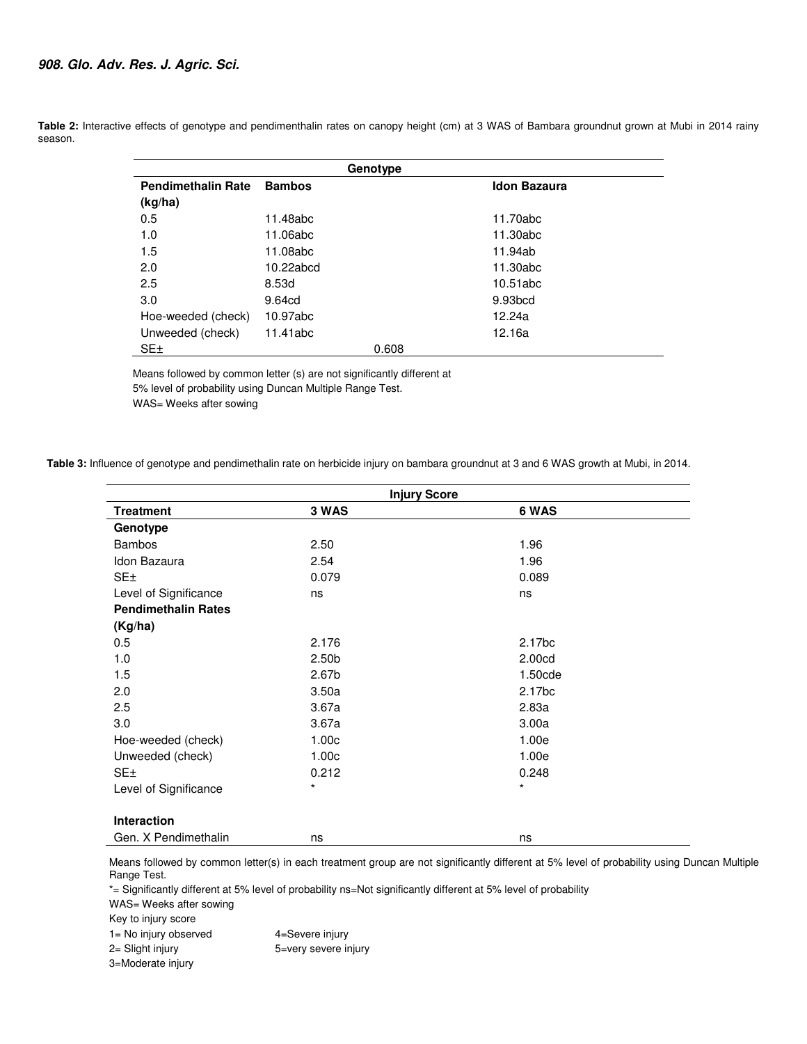**Table 2:** Interactive effects of genotype and pendimenthalin rates on canopy height (cm) at 3 WAS of Bambara groundnut grown at Mubi in 2014 rainy season.

| | Genotype | |
|---|---|---|
| Pendimethalin Rate (kg/ha) | Bambos | Idon Bazaura |
| 0.5 | 11.48abc | 11.70abc |
| 1.0 | 11.06abc | 11.30abc |
| 1.5 | 11.08abc | 11.94ab |
| 2.0 | 10.22abcd | 11.30abc |
| 2.5 | 8.53d | 10.51abc |
| 3.0 | 9.64cd | 9.93bcd |
| Hoe-weeded (check) | 10.97abc | 12.24a |
| Unweeded (check) | 11.41abc | 12.16a |
| SE± | 0.608 | |

Means followed by common letter (s) are not significantly different at 5% level of probability using Duncan Multiple Range Test.
WAS= Weeks after sowing

**Table 3:** Influence of genotype and pendimethalin rate on herbicide injury on bambara groundnut at 3 and 6 WAS growth at Mubi, in 2014.

| | Injury Score | |
|---|---|---|
| **Treatment** | **3 WAS** | **6 WAS** |
| **Genotype** | | |
| Bambos | 2.50 | 1.96 |
| Idon Bazaura | 2.54 | 1.96 |
| SE± | 0.079 | 0.089 |
| Level of Significance | ns | ns |
| **Pendimethalin Rates (Kg/ha)** | | |
| 0.5 | 2.176 | 2.17bc |
| 1.0 | 2.50b | 2.00cd |
| 1.5 | 2.67b | 1.50cde |
| 2.0 | 3.50a | 2.17bc |
| 2.5 | 3.67a | 2.83a |
| 3.0 | 3.67a | 3.00a |
| Hoe-weeded (check) | 1.00c | 1.00e |
| Unweeded (check) | 1.00c | 1.00e |
| SE± | 0.212 | 0.248 |
| Level of Significance | * | * |
| **Interaction** | | |
| Gen. X Pendimethalin | ns | ns |

Means followed by common letter(s) in each treatment group are not significantly different at 5% level of probability using Duncan Multiple Range Test.
*= Significantly different at 5% level of probability ns=Not significantly different at 5% level of probability
WAS= Weeks after sowing
Key to injury score
1= No injury observed
2= Slight injury
3=Moderate injury
4=Severe injury
5=very severe injury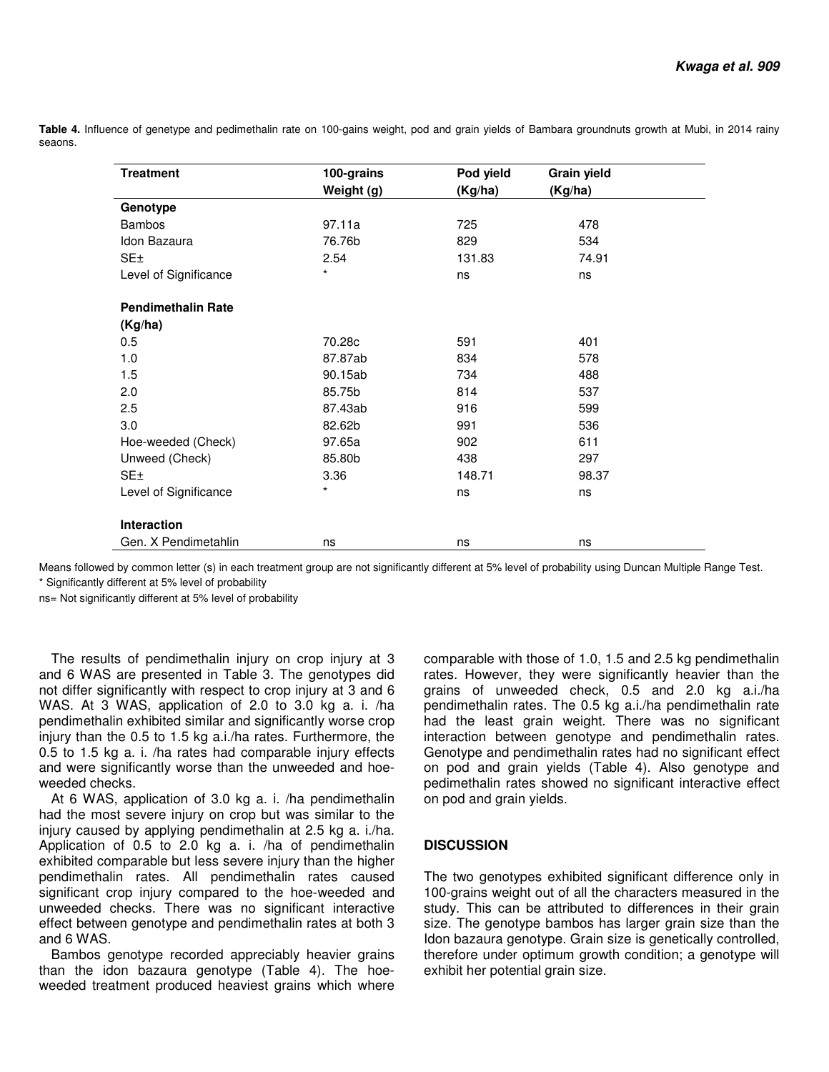**Table 4.** Influence of genetype and pedimethalin rate on 100-gains weight, pod and grain yields of Bambara groundnuts growth at Mubi, in 2014 rainy seaons.

| Treatment | 100-grains Weight (g) | Pod yield (Kg/ha) | Grain yield (Kg/ha) |
|---|---|---|---|
| **Genotype** | | | |
| Bambos | 97.11a | 725 | 478 |
| Idon Bazaura | 76.76b | 829 | 534 |
| SE± | 2.54 | 131.83 | 74.91 |
| Level of Significance | * | ns | ns |
| **Pendimethalin Rate (Kg/ha)** | | | |
| 0.5 | 70.28c | 591 | 401 |
| 1.0 | 87.87ab | 834 | 578 |
| 1.5 | 90.15ab | 734 | 488 |
| 2.0 | 85.75b | 814 | 537 |
| 2.5 | 87.43ab | 916 | 599 |
| 3.0 | 82.62b | 991 | 536 |
| Hoe-weeded (Check) | 97.65a | 902 | 611 |
| Unweed (Check) | 85.80b | 438 | 297 |
| SE± | 3.36 | 148.71 | 98.37 |
| Level of Significance | * | ns | ns |
| **Interaction** | | | |
| Gen. X Pendimetahlin | ns | ns | ns |

Means followed by common letter (s) in each treatment group are not significantly different at 5% level of probability using Duncan Multiple Range Test.
* Significantly different at 5% level of probability
ns= Not significantly different at 5% level of probability

The results of pendimethalin injury on crop injury at 3 and 6 WAS are presented in Table 3. The genotypes did not differ significantly with respect to crop injury at 3 and 6 WAS. At 3 WAS, application of 2.0 to 3.0 kg a. i. /ha pendimethalin exhibited similar and significantly worse crop injury than the 0.5 to 1.5 kg a.i./ha rates. Furthermore, the 0.5 to 1.5 kg a. i. /ha rates had comparable injury effects and were significantly worse than the unweeded and hoe-weeded checks.

At 6 WAS, application of 3.0 kg a. i. /ha pendimethalin had the most severe injury on crop but was similar to the injury caused by applying pendimethalin at 2.5 kg a. i./ha. Application of 0.5 to 2.0 kg a. i. /ha of pendimethalin exhibited comparable but less severe injury than the higher pendimethalin rates. All pendimethalin rates caused significant crop injury compared to the hoe-weeded and unweeded checks. There was no significant interactive effect between genotype and pendimethalin rates at both 3 and 6 WAS.

Bambos genotype recorded appreciably heavier grains than the idon bazaura genotype (Table 4). The hoe-weeded treatment produced heaviest grains which where comparable with those of 1.0, 1.5 and 2.5 kg pendimethalin rates. However, they were significantly heavier than the grains of unweeded check, 0.5 and 2.0 kg a.i./ha pendimethalin rates. The 0.5 kg a.i./ha pendimethalin rate had the least grain weight. There was no significant interaction between genotype and pendimethalin rates. Genotype and pendimethalin rates had no significant effect on pod and grain yields (Table 4). Also genotype and pedimethalin rates showed no significant interactive effect on pod and grain yields.

## DISCUSSION

The two genotypes exhibited significant difference only in 100-grains weight out of all the characters measured in the study. This can be attributed to differences in their grain size. The genotype bambos has larger grain size than the Idon bazaura genotype. Grain size is genetically controlled, therefore under optimum growth condition; a genotype will exhibit her potential grain size.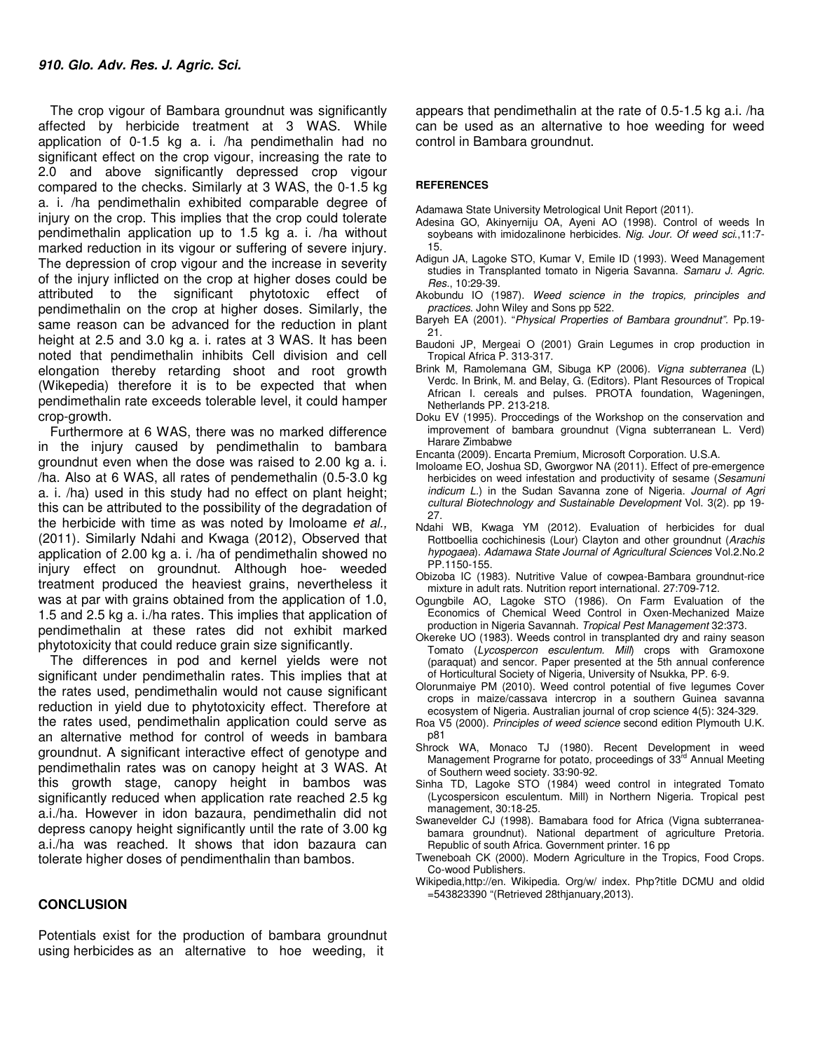The crop vigour of Bambara groundnut was significantly affected by herbicide treatment at 3 WAS. While application of 0-1.5 kg a. i. /ha pendimethalin had no significant effect on the crop vigour, increasing the rate to 2.0 and above significantly depressed crop vigour compared to the checks. Similarly at 3 WAS, the 0-1.5 kg a. i. /ha pendimethalin exhibited comparable degree of injury on the crop. This implies that the crop could tolerate pendimethalin application up to 1.5 kg a. i. /ha without marked reduction in its vigour or suffering of severe injury. The depression of crop vigour and the increase in severity of the injury inflicted on the crop at higher doses could be attributed to the significant phytotoxic effect of pendimethalin on the crop at higher doses. Similarly, the same reason can be advanced for the reduction in plant height at 2.5 and 3.0 kg a. i. rates at 3 WAS. It has been noted that pendimethalin inhibits Cell division and cell elongation thereby retarding shoot and root growth (Wikepedia) therefore it is to be expected that when pendimethalin rate exceeds tolerable level, it could hamper crop-growth.

Furthermore at 6 WAS, there was no marked difference in the injury caused by pendimethalin to bambara groundnut even when the dose was raised to 2.00 kg a. i. /ha. Also at 6 WAS, all rates of pendemethalin (0.5-3.0 kg a. i. /ha) used in this study had no effect on plant height; this can be attributed to the possibility of the degradation of the herbicide with time as was noted by Imoloame *et al.,* (2011). Similarly Ndahi and Kwaga (2012), Observed that application of 2.00 kg a. i. /ha of pendimethalin showed no injury effect on groundnut. Although hoe- weeded treatment produced the heaviest grains, nevertheless it was at par with grains obtained from the application of 1.0, 1.5 and 2.5 kg a. i./ha rates. This implies that application of pendimethalin at these rates did not exhibit marked phytotoxicity that could reduce grain size significantly.

The differences in pod and kernel yields were not significant under pendimethalin rates. This implies that at the rates used, pendimethalin would not cause significant reduction in yield due to phytotoxicity effect. Therefore at the rates used, pendimethalin application could serve as an alternative method for control of weeds in bambara groundnut. A significant interactive effect of genotype and pendimethalin rates was on canopy height at 3 WAS. At this growth stage, canopy height in bambos was significantly reduced when application rate reached 2.5 kg a.i./ha. However in idon bazaura, pendimethalin did not depress canopy height significantly until the rate of 3.00 kg a.i./ha was reached. It shows that idon bazaura can tolerate higher doses of pendimenthalin than bambos.

## CONCLUSION

Potentials exist for the production of bambara groundnut using herbicides as an alternative to hoe weeding, it appears that pendimethalin at the rate of 0.5-1.5 kg a.i. /ha can be used as an alternative to hoe weeding for weed control in Bambara groundnut.

## REFERENCES

Adamawa State University Metrological Unit Report (2011).

Adesina GO, Akinyerniju OA, Ayeni AO (1998). Control of weeds In soybeans with imidozalinone herbicides. *Nig. Jour. Of weed sci.*,11:7-15.

Adigun JA, Lagoke STO, Kumar V, Emile ID (1993). Weed Management studies in Transplanted tomato in Nigeria Savanna. *Samaru J. Agric. Res*., 10:29-39.

Akobundu IO (1987). *Weed science in the tropics, principles and practices.* John Wiley and Sons pp 522.

Baryeh EA (2001). "*Physical Properties of Bambara groundnut".* Pp.19-21.

Baudoni JP, Mergeai O (2001) Grain Legumes in crop production in Tropical Africa P. 313-317.

Brink M, Ramolemana GM, Sibuga KP (2006). *Vigna subterranea* (L) Verdc. In Brink, M. and Belay, G. (Editors). Plant Resources of Tropical African I. cereals and pulses. PROTA foundation, Wageningen, Netherlands PP. 213-218.

Doku EV (1995). Proccedings of the Workshop on the conservation and improvement of bambara groundnut (Vigna subterranean L. Verd) Harare Zimbabwe

Encanta (2009). Encarta Premium, Microsoft Corporation. U.S.A.

Imoloame EO, Joshua SD, Gworgwor NA (2011). Effect of pre-emergence herbicides on weed infestation and productivity of sesame (*Sesamuni indicum L*.) in the Sudan Savanna zone of Nigeria. *Journal of Agri cultural Biotechnology and Sustainable Development* Vol. 3(2). pp 19-27.

Ndahi WB, Kwaga YM (2012). Evaluation of herbicides for dual Rottboellia cochichinesis (Lour) Clayton and other groundnut (*Arachis hypogaea*). *Adamawa State Journal of Agricultural Sciences* Vol.2.No.2 PP.1150-155.

Obizoba IC (1983). Nutritive Value of cowpea-Bambara groundnut-rice mixture in adult rats. Nutrition report international. 27:709-712.

Ogungbile AO, Lagoke STO (1986). On Farm Evaluation of the Economics of Chemical Weed Control in Oxen-Mechanized Maize production in Nigeria Savannah. *Tropical Pest Management* 32:373.

Okereke UO (1983). Weeds control in transplanted dry and rainy season Tomato (*Lycospercon esculentum. Mill*) crops with Gramoxone (paraquat) and sencor. Paper presented at the 5th annual conference of Horticultural Society of Nigeria, University of Nsukka, PP. 6-9.

Olorunmaiye PM (2010). Weed control potential of five legumes Cover crops in maize/cassava intercrop in a southern Guinea savanna ecosystem of Nigeria. Australian journal of crop science 4(5): 324-329.

Roa VS (2000). *Principles of weed science* second edition Plymouth U.K. p81

Shrock WA, Monaco TJ (1980). Recent Development in weed Management Prograrne for potato, proceedings of 33rd Annual Meeting of Southern weed society. 33:90-92.

Sinha TD, Lagoke STO (1984) weed control in integrated Tomato (Lycospersicon esculentum. Mill) in Northern Nigeria. Tropical pest management, 30:18-25.

Swanevelder CJ (1998). Bamabara food for Africa (Vigna subterranea-bamara groundnut). National department of agriculture Pretoria. Republic of south Africa. Government printer. 16 pp

Tweneboah CK (2000). Modern Agriculture in the Tropics, Food Crops. Co-wood Publishers.

Wikipedia,http://en. Wikipedia. Org/w/ index. Php?title DCMU and oldid =543823390 "(Retrieved 28thjanuary,2013).